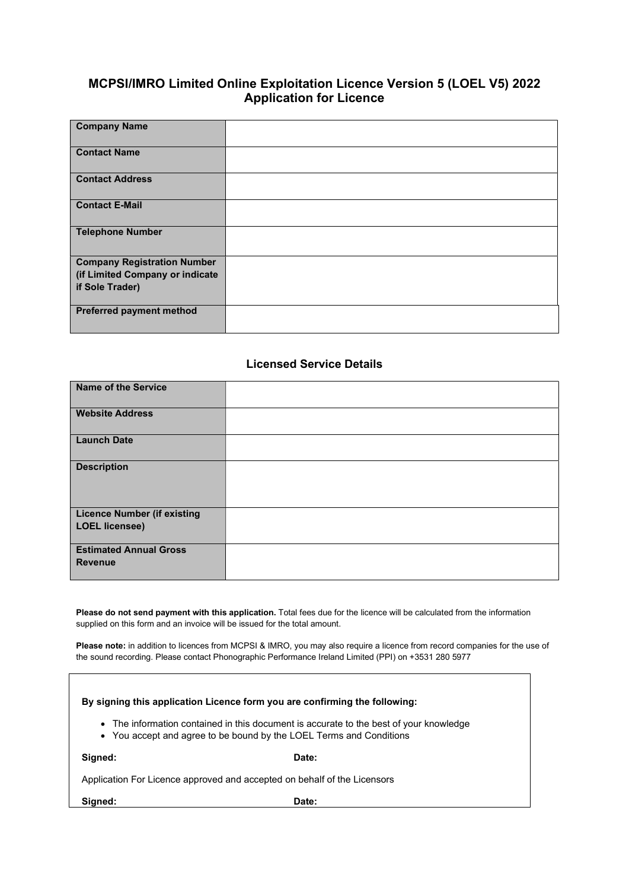# MCPSI/IMRO Limited Online Exploitation Licence Version 5 (LOEL V5) 2022
## Application for Licence

| | |
|---|---|
| **Company Name** | |
| **Contact Name** | |
| **Contact Address** | |
| **Contact E-Mail** | |
| **Telephone Number** | |
| **Company Registration Number (if Limited Company or indicate if Sole Trader)** | |
| **Preferred payment method** | |

## Licensed Service Details

| | |
|---|---|
| **Name of the Service** | |
| **Website Address** | |
| **Launch Date** | |
| **Description** | |
| **Licence Number (if existing LOEL licensee)** | |
| **Estimated Annual Gross Revenue** | |

**Please do not send payment with this application.** Total fees due for the licence will be calculated from the information supplied on this form and an invoice will be issued for the total amount.

**Please note:** in addition to licences from MCPSI & IMRO, you may also require a licence from record companies for the use of the sound recording. Please contact Phonographic Performance Ireland Limited (PPI) on +3531 280 5977

**By signing this application Licence form you are confirming the following:**

- The information contained in this document is accurate to the best of your knowledge
- You accept and agree to be bound by the LOEL Terms and Conditions

**Signed:** **Date:**

Application For Licence approved and accepted on behalf of the Licensors

**Signed:** **Date:**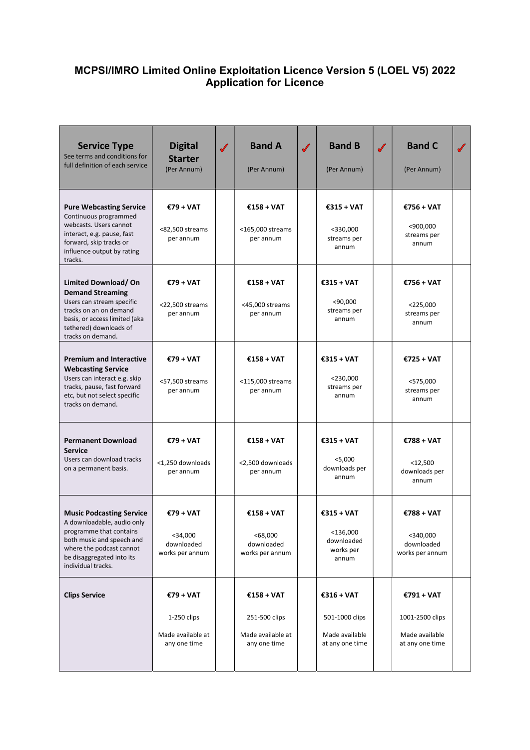# MCPSI/IMRO Limited Online Exploitation Licence Version 5 (LOEL V5) 2022
## Application for Licence

| **Service Type** See terms and conditions for full definition of each service | **Digital Starter** (Per Annum) | ✓ | **Band A** (Per Annum) | ✓ | **Band B** (Per Annum) | ✓ | **Band C** (Per Annum) | ✓ |
|---|---|---|---|---|---|---|---|---|
| **Pure Webcasting Service** Continuous programmed webcasts. Users cannot interact, e.g. pause, fast forward, skip tracks or influence output by rating tracks. | **€79 + VAT** <82,500 streams per annum | | **€158 + VAT** <165,000 streams per annum | | **€315 + VAT** <330,000 streams per annum | | **€756 + VAT** <900,000 streams per annum | |
| **Limited Download/ On Demand Streaming** Users can stream specific tracks on an on demand basis, or access limited (aka tethered) downloads of tracks on demand. | **€79 + VAT** <22,500 streams per annum | | **€158 + VAT** <45,000 streams per annum | | **€315 + VAT** <90,000 streams per annum | | **€756 + VAT** <225,000 streams per annum | |
| **Premium and Interactive Webcasting Service** Users can interact e.g. skip tracks, pause, fast forward etc, but not select specific tracks on demand. | **€79 + VAT** <57,500 streams per annum | | **€158 + VAT** <115,000 streams per annum | | **€315 + VAT** <230,000 streams per annum | | **€725 + VAT** <575,000 streams per annum | |
| **Permanent Download Service** Users can download tracks on a permanent basis. | **€79 + VAT** <1,250 downloads per annum | | **€158 + VAT** <2,500 downloads per annum | | **€315 + VAT** <5,000 downloads per annum | | **€788 + VAT** <12,500 downloads per annum | |
| **Music Podcasting Service** A downloadable, audio only programme that contains both music and speech and where the podcast cannot be disaggregated into its individual tracks. | **€79 + VAT** <34,000 downloaded works per annum | | **€158 + VAT** <68,000 downloaded works per annum | | **€315 + VAT** <136,000 downloaded works per annum | | **€788 + VAT** <340,000 downloaded works per annum | |
| **Clips Service** | **€79 + VAT** 1-250 clips Made available at any one time | | **€158 + VAT** 251-500 clips Made available at any one time | | **€316 + VAT** 501-1000 clips Made available at any one time | | **€791 + VAT** 1001-2500 clips Made available at any one time | |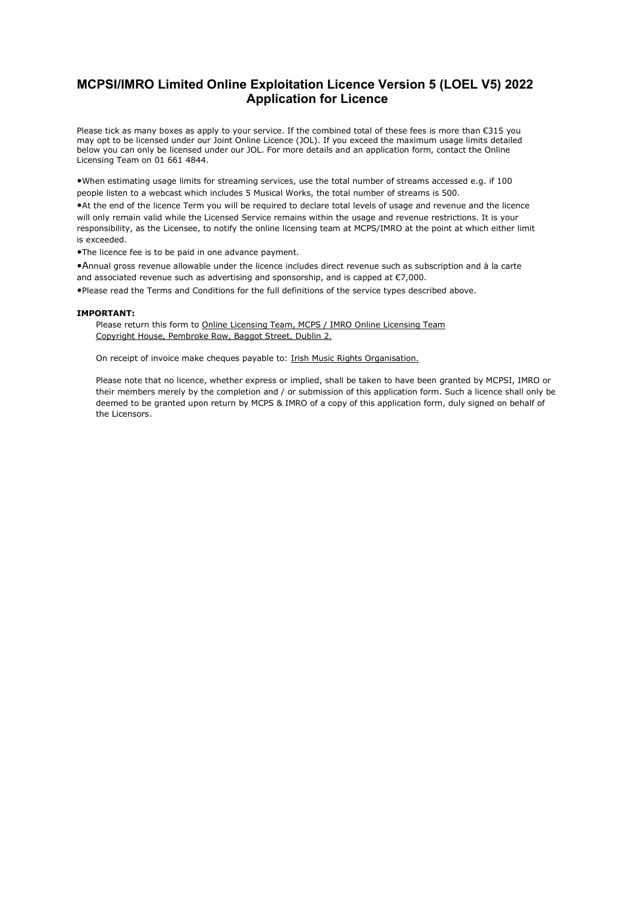## MCPSI/IMRO Limited Online Exploitation Licence Version 5 (LOEL V5) 2022 Application for Licence

Please tick as many boxes as apply to your service. If the combined total of these fees is more than €315 you may opt to be licensed under our Joint Online Licence (JOL). If you exceed the maximum usage limits detailed below you can only be licensed under our JOL. For more details and an application form, contact the Online Licensing Team on 01 661 4844.

- When estimating usage limits for streaming services, use the total number of streams accessed e.g. if 100 people listen to a webcast which includes 5 Musical Works, the total number of streams is 500.
- At the end of the licence Term you will be required to declare total levels of usage and revenue and the licence will only remain valid while the Licensed Service remains within the usage and revenue restrictions. It is your responsibility, as the Licensee, to notify the online licensing team at MCPS/IMRO at the point at which either limit is exceeded.
- The licence fee is to be paid in one advance payment.
- Annual gross revenue allowable under the licence includes direct revenue such as subscription and à la carte and associated revenue such as advertising and sponsorship, and is capped at €7,000.
- Please read the Terms and Conditions for the full definitions of the service types described above.

**IMPORTANT:**

Please return this form to Online Licensing Team, MCPS / IMRO Online Licensing Team Copyright House, Pembroke Row, Baggot Street, Dublin 2.

On receipt of invoice make cheques payable to: Irish Music Rights Organisation.

Please note that no licence, whether express or implied, shall be taken to have been granted by MCPSI, IMRO or their members merely by the completion and / or submission of this application form. Such a licence shall only be deemed to be granted upon return by MCPS & IMRO of a copy of this application form, duly signed on behalf of the Licensors.